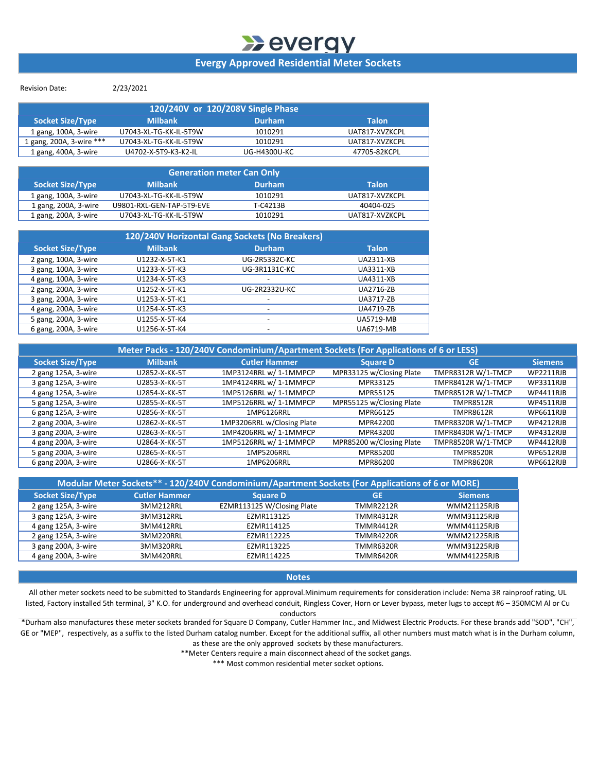# evergy

## Evergy Approved Residential Meter Sockets

Revision Date: 2/23/2021

| 120/240V or 120/208V Single Phase | | | |
|---|---|---|---|
| **Socket Size/Type** | **Milbank** | **Durham** | **Talon** |
| 1 gang, 100A, 3-wire | U7043-XL-TG-KK-IL-5T9W | 1010291 | UAT817-XVZKCPL |
| 1 gang, 200A, 3-wire *** | U7043-XL-TG-KK-IL-5T9W | 1010291 | UAT817-XVZKCPL |
| 1 gang, 400A, 3-wire | U4702-X-5T9-K3-K2-IL | UG-H4300U-KC | 47705-82KCPL |

| Generation meter Can Only | | | |
|---|---|---|---|
| **Socket Size/Type** | **Milbank** | **Durham** | **Talon** |
| 1 gang, 100A, 3-wire | U7043-XL-TG-KK-IL-5T9W | 1010291 | UAT817-XVZKCPL |
| 1 gang, 200A, 3-wire | U9801-RXL-GEN-TAP-5T9-EVE | T-C4213B | 40404-025 |
| 1 gang, 200A, 3-wire | U7043-XL-TG-KK-IL-5T9W | 1010291 | UAT817-XVZKCPL |

| 120/240V Horizontal Gang Sockets (No Breakers) | | | |
|---|---|---|---|
| **Socket Size/Type** | **Milbank** | **Durham** | **Talon** |
| 2 gang, 100A, 3-wire | U1232-X-5T-K1 | UG-2R5332C-KC | UA2311-XB |
| 3 gang, 100A, 3-wire | U1233-X-5T-K3 | UG-3R1131C-KC | UA3311-XB |
| 4 gang, 100A, 3-wire | U1234-X-5T-K3 | - | UA4311-XB |
| 2 gang, 200A, 3-wire | U1252-X-5T-K1 | UG-2R2332U-KC | UA2716-ZB |
| 3 gang, 200A, 3-wire | U1253-X-5T-K1 | - | UA3717-ZB |
| 4 gang, 200A, 3-wire | U1254-X-5T-K3 | - | UA4719-ZB |
| 5 gang, 200A, 3-wire | U1255-X-5T-K4 | - | UA5719-MB |
| 6 gang, 200A, 3-wire | U1256-X-5T-K4 | - | UA6719-MB |

| Meter Packs - 120/240V Condominium/Apartment Sockets (For Applications of 6 or LESS) | | | | | |
|---|---|---|---|---|---|
| **Socket Size/Type** | **Milbank** | **Cutler Hammer** | **Square D** | **GE** | **Siemens** |
| 2 gang 125A, 3-wire | U2852-X-KK-5T | 1MP3124RRL w/ 1-1MMPCP | MPR33125 w/Closing Plate | TMPR8312R W/1-TMCP | WP2211RJB |
| 3 gang 125A, 3-wire | U2853-X-KK-5T | 1MP4124RRL w/ 1-1MMPCP | MPR33125 | TMPR8412R W/1-TMCP | WP3311RJB |
| 4 gang 125A, 3-wire | U2854-X-KK-5T | 1MP5126RRL w/ 1-1MMPCP | MPR55125 | TMPR8512R W/1-TMCP | WP4411RJB |
| 5 gang 125A, 3-wire | U2855-X-KK-5T | 1MP5126RRL w/ 1-1MMPCP | MPR55125 w/Closing Plate | TMPR8512R | WP4511RJB |
| 6 gang 125A, 3-wire | U2856-X-KK-5T | 1MP6126RRL | MPR66125 | TMPR8612R | WP6611RJB |
| 2 gang 200A, 3-wire | U2862-X-KK-5T | 1MP3206RRL w/Closing Plate | MPR42200 | TMPR8320R W/1-TMCP | WP4212RJB |
| 3 gang 200A, 3-wire | U2863-X-KK-5T | 1MP4206RRL w/ 1-1MMPCP | MPR43200 | TMPR8430R W/1-TMCP | WP4312RJB |
| 4 gang 200A, 3-wire | U2864-X-KK-5T | 1MP5126RRL w/ 1-1MMPCP | MPR85200 w/Closing Plate | TMPR8520R W/1-TMCP | WP4412RJB |
| 5 gang 200A, 3-wire | U2865-X-KK-5T | 1MP5206RRL | MPR85200 | TMPR8520R | WP6512RJB |
| 6 gang 200A, 3-wire | U2866-X-KK-5T | 1MP6206RRL | MPR86200 | TMPR8620R | WP6612RJB |

| Modular Meter Sockets** - 120/240V Condominium/Apartment Sockets (For Applications of 6 or MORE) | | | | |
|---|---|---|---|---|
| **Socket Size/Type** | **Cutler Hammer** | **Square D** | **GE** | **Siemens** |
| 2 gang 125A, 3-wire | 3MM212RRL | EZMR113125 W/Closing Plate | TMMR2212R | WMM21125RJB |
| 3 gang 125A, 3-wire | 3MM312RRL | EZMR113125 | TMMR4312R | WMM31125RJB |
| 4 gang 125A, 3-wire | 3MM412RRL | EZMR114125 | TMMR4412R | WMM41125RJB |
| 2 gang 125A, 3-wire | 3MM220RRL | EZMR112225 | TMMR4220R | WMM21225RJB |
| 3 gang 200A, 3-wire | 3MM320RRL | EZMR113225 | TMMR6320R | WMM31225RJB |
| 4 gang 200A, 3-wire | 3MM420RRL | EZMR114225 | TMMR6420R | WMM41225RJB |

## Notes

All other meter sockets need to be submitted to Standards Engineering for approval.Minimum requirements for consideration include: Nema 3R rainproof rating, UL listed, Factory installed 5th terminal, 3" K.O. for underground and overhead conduit, Ringless Cover, Horn or Lever bypass, meter lugs to accept #6 – 350MCM Al or Cu conductors

*Durham also manufactures these meter sockets branded for Square D Company, Cutler Hammer Inc., and Midwest Electric Products. For these brands add "SOD", "CH", GE or "MEP", respectively, as a suffix to the listed Durham catalog number. Except for the additional suffix, all other numbers must match what is in the Durham column, as these are the only approved sockets by these manufacturers.

**Meter Centers require a main disconnect ahead of the socket gangs.

*** Most common residential meter socket options.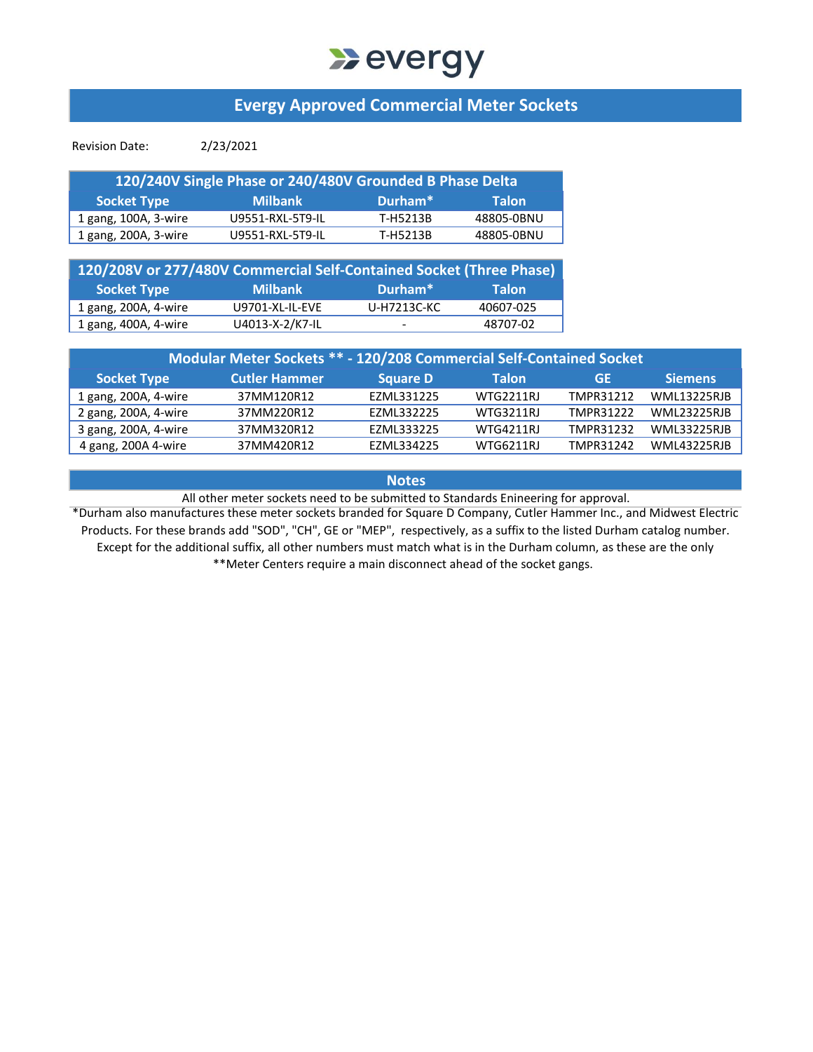evergy

# Evergy Approved Commercial Meter Sockets

Revision Date: 2/23/2021

| 120/240V Single Phase or 240/480V Grounded B Phase Delta | | | |
|---|---|---|---|
| Socket Type | Milbank | Durham* | Talon |
| 1 gang, 100A, 3-wire | U9551-RXL-5T9-IL | T-H5213B | 48805-0BNU |
| 1 gang, 200A, 3-wire | U9551-RXL-5T9-IL | T-H5213B | 48805-0BNU |

| 120/208V or 277/480V Commercial Self-Contained Socket (Three Phase) | | | |
|---|---|---|---|
| Socket Type | Milbank | Durham* | Talon |
| 1 gang, 200A, 4-wire | U9701-XL-IL-EVE | U-H7213C-KC | 40607-025 |
| 1 gang, 400A, 4-wire | U4013-X-2/K7-IL | - | 48707-02 |

| Modular Meter Sockets ** - 120/208 Commercial Self-Contained Socket | | | | | |
|---|---|---|---|---|---|
| Socket Type | Cutler Hammer | Square D | Talon | GE | Siemens |
| 1 gang, 200A, 4-wire | 37MM120R12 | EZML331225 | WTG2211RJ | TMPR31212 | WML13225RJB |
| 2 gang, 200A, 4-wire | 37MM220R12 | EZML332225 | WTG3211RJ | TMPR31222 | WML23225RJB |
| 3 gang, 200A, 4-wire | 37MM320R12 | EZML333225 | WTG4211RJ | TMPR31232 | WML33225RJB |
| 4 gang, 200A 4-wire | 37MM420R12 | EZML334225 | WTG6211RJ | TMPR31242 | WML43225RJB |

## Notes

All other meter sockets need to be submitted to Standards Enineering for approval.

*Durham also manufactures these meter sockets branded for Square D Company, Cutler Hammer Inc., and Midwest Electric Products. For these brands add "SOD", "CH", GE or "MEP", respectively, as a suffix to the listed Durham catalog number. Except for the additional suffix, all other numbers must match what is in the Durham column, as these are the only

**Meter Centers require a main disconnect ahead of the socket gangs.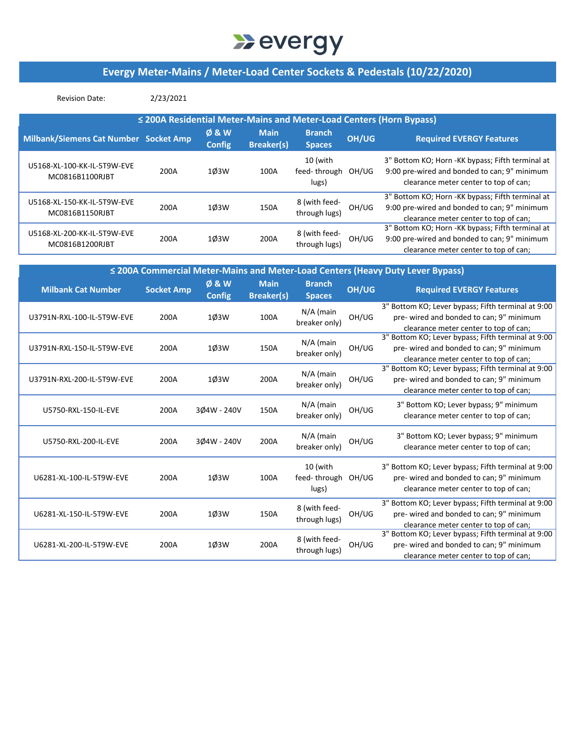# evergy

## Evergy Meter-Mains / Meter-Load Center Sockets & Pedestals (10/22/2020)

Revision Date: 2/23/2021

### ≤ 200A Residential Meter-Mains and Meter-Load Centers (Horn Bypass)

| Milbank/Siemens Cat Number | Socket Amp | Ø & W Config | Main Breaker(s) | Branch Spaces | OH/UG | Required EVERGY Features |
|---|---|---|---|---|---|---|
| U5168-XL-100-KK-IL-5T9W-EVE MC0816B1100RJBT | 200A | 1Ø3W | 100A | 10 (with feed- through lugs) | OH/UG | 3" Bottom KO; Horn -KK bypass; Fifth terminal at 9:00 pre-wired and bonded to can; 9" minimum clearance meter center to top of can; |
| U5168-XL-150-KK-IL-5T9W-EVE MC0816B1150RJBT | 200A | 1Ø3W | 150A | 8 (with feed- through lugs) | OH/UG | 3" Bottom KO; Horn -KK bypass; Fifth terminal at 9:00 pre-wired and bonded to can; 9" minimum clearance meter center to top of can; |
| U5168-XL-200-KK-IL-5T9W-EVE MC0816B1200RJBT | 200A | 1Ø3W | 200A | 8 (with feed- through lugs) | OH/UG | 3" Bottom KO; Horn -KK bypass; Fifth terminal at 9:00 pre-wired and bonded to can; 9" minimum clearance meter center to top of can; |

### ≤ 200A Commercial Meter-Mains and Meter-Load Centers (Heavy Duty Lever Bypass)

| Milbank Cat Number | Socket Amp | Ø & W Config | Main Breaker(s) | Branch Spaces | OH/UG | Required EVERGY Features |
|---|---|---|---|---|---|---|
| U3791N-RXL-100-IL-5T9W-EVE | 200A | 1Ø3W | 100A | N/A (main breaker only) | OH/UG | 3" Bottom KO; Lever bypass; Fifth terminal at 9:00 pre- wired and bonded to can; 9" minimum clearance meter center to top of can; |
| U3791N-RXL-150-IL-5T9W-EVE | 200A | 1Ø3W | 150A | N/A (main breaker only) | OH/UG | 3" Bottom KO; Lever bypass; Fifth terminal at 9:00 pre- wired and bonded to can; 9" minimum clearance meter center to top of can; |
| U3791N-RXL-200-IL-5T9W-EVE | 200A | 1Ø3W | 200A | N/A (main breaker only) | OH/UG | 3" Bottom KO; Lever bypass; Fifth terminal at 9:00 pre- wired and bonded to can; 9" minimum clearance meter center to top of can; |
| U5750-RXL-150-IL-EVE | 200A | 3Ø4W - 240V | 150A | N/A (main breaker only) | OH/UG | 3" Bottom KO; Lever bypass; 9" minimum clearance meter center to top of can; |
| U5750-RXL-200-IL-EVE | 200A | 3Ø4W - 240V | 200A | N/A (main breaker only) | OH/UG | 3" Bottom KO; Lever bypass; 9" minimum clearance meter center to top of can; |
| U6281-XL-100-IL-5T9W-EVE | 200A | 1Ø3W | 100A | 10 (with feed- through lugs) | OH/UG | 3" Bottom KO; Lever bypass; Fifth terminal at 9:00 pre- wired and bonded to can; 9" minimum clearance meter center to top of can; |
| U6281-XL-150-IL-5T9W-EVE | 200A | 1Ø3W | 150A | 8 (with feed- through lugs) | OH/UG | 3" Bottom KO; Lever bypass; Fifth terminal at 9:00 pre- wired and bonded to can; 9" minimum clearance meter center to top of can; |
| U6281-XL-200-IL-5T9W-EVE | 200A | 1Ø3W | 200A | 8 (with feed- through lugs) | OH/UG | 3" Bottom KO; Lever bypass; Fifth terminal at 9:00 pre- wired and bonded to can; 9" minimum clearance meter center to top of can; |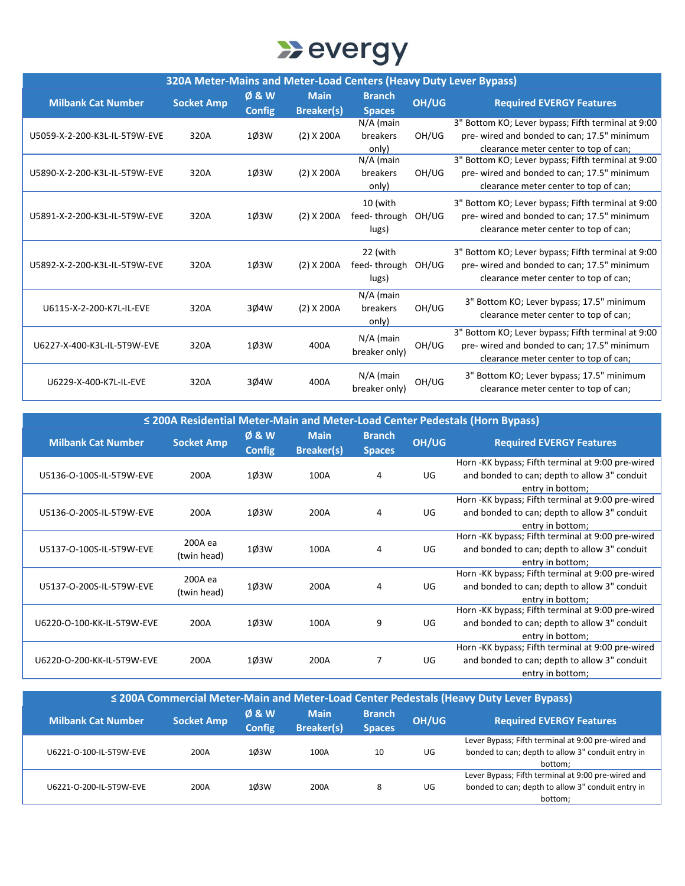# evergy

| 320A Meter-Mains and Meter-Load Centers (Heavy Duty Lever Bypass) | | | | | | |
|---|---|---|---|---|---|---|
| **Milbank Cat Number** | **Socket Amp** | **Ø & W Config** | **Main Breaker(s)** | **Branch Spaces** | **OH/UG** | **Required EVERGY Features** |
| U5059-X-2-200-K3L-IL-5T9W-EVE | 320A | 1Ø3W | (2) X 200A | N/A (main breakers only) | OH/UG | 3" Bottom KO; Lever bypass; Fifth terminal at 9:00 pre- wired and bonded to can; 17.5" minimum clearance meter center to top of can; |
| U5890-X-2-200-K3L-IL-5T9W-EVE | 320A | 1Ø3W | (2) X 200A | N/A (main breakers only) | OH/UG | 3" Bottom KO; Lever bypass; Fifth terminal at 9:00 pre- wired and bonded to can; 17.5" minimum clearance meter center to top of can; |
| U5891-X-2-200-K3L-IL-5T9W-EVE | 320A | 1Ø3W | (2) X 200A | 10 (with feed- through lugs) | OH/UG | 3" Bottom KO; Lever bypass; Fifth terminal at 9:00 pre- wired and bonded to can; 17.5" minimum clearance meter center to top of can; |
| U5892-X-2-200-K3L-IL-5T9W-EVE | 320A | 1Ø3W | (2) X 200A | 22 (with feed- through lugs) | OH/UG | 3" Bottom KO; Lever bypass; Fifth terminal at 9:00 pre- wired and bonded to can; 17.5" minimum clearance meter center to top of can; |
| U6115-X-2-200-K7L-IL-EVE | 320A | 3Ø4W | (2) X 200A | N/A (main breakers only) | OH/UG | 3" Bottom KO; Lever bypass; 17.5" minimum clearance meter center to top of can; |
| U6227-X-400-K3L-IL-5T9W-EVE | 320A | 1Ø3W | 400A | N/A (main breaker only) | OH/UG | 3" Bottom KO; Lever bypass; Fifth terminal at 9:00 pre- wired and bonded to can; 17.5" minimum clearance meter center to top of can; |
| U6229-X-400-K7L-IL-EVE | 320A | 3Ø4W | 400A | N/A (main breaker only) | OH/UG | 3" Bottom KO; Lever bypass; 17.5" minimum clearance meter center to top of can; |

| ≤ 200A Residential Meter-Main and Meter-Load Center Pedestals (Horn Bypass) | | | | | | |
|---|---|---|---|---|---|---|
| **Milbank Cat Number** | **Socket Amp** | **Ø & W Config** | **Main Breaker(s)** | **Branch Spaces** | **OH/UG** | **Required EVERGY Features** |
| U5136-O-100S-IL-5T9W-EVE | 200A | 1Ø3W | 100A | 4 | UG | Horn -KK bypass; Fifth terminal at 9:00 pre-wired and bonded to can; depth to allow 3" conduit entry in bottom; |
| U5136-O-200S-IL-5T9W-EVE | 200A | 1Ø3W | 200A | 4 | UG | Horn -KK bypass; Fifth terminal at 9:00 pre-wired and bonded to can; depth to allow 3" conduit entry in bottom; |
| U5137-O-100S-IL-5T9W-EVE | 200A ea (twin head) | 1Ø3W | 100A | 4 | UG | Horn -KK bypass; Fifth terminal at 9:00 pre-wired and bonded to can; depth to allow 3" conduit entry in bottom; |
| U5137-O-200S-IL-5T9W-EVE | 200A ea (twin head) | 1Ø3W | 200A | 4 | UG | Horn -KK bypass; Fifth terminal at 9:00 pre-wired and bonded to can; depth to allow 3" conduit entry in bottom; |
| U6220-O-100-KK-IL-5T9W-EVE | 200A | 1Ø3W | 100A | 9 | UG | Horn -KK bypass; Fifth terminal at 9:00 pre-wired and bonded to can; depth to allow 3" conduit entry in bottom; |
| U6220-O-200-KK-IL-5T9W-EVE | 200A | 1Ø3W | 200A | 7 | UG | Horn -KK bypass; Fifth terminal at 9:00 pre-wired and bonded to can; depth to allow 3" conduit entry in bottom; |

| ≤ 200A Commercial Meter-Main and Meter-Load Center Pedestals (Heavy Duty Lever Bypass) | | | | | | |
|---|---|---|---|---|---|---|
| **Milbank Cat Number** | **Socket Amp** | **Ø & W Config** | **Main Breaker(s)** | **Branch Spaces** | **OH/UG** | **Required EVERGY Features** |
| U6221-O-100-IL-5T9W-EVE | 200A | 1Ø3W | 100A | 10 | UG | Lever Bypass; Fifth terminal at 9:00 pre-wired and bonded to can; depth to allow 3" conduit entry in bottom; |
| U6221-O-200-IL-5T9W-EVE | 200A | 1Ø3W | 200A | 8 | UG | Lever Bypass; Fifth terminal at 9:00 pre-wired and bonded to can; depth to allow 3" conduit entry in bottom; |